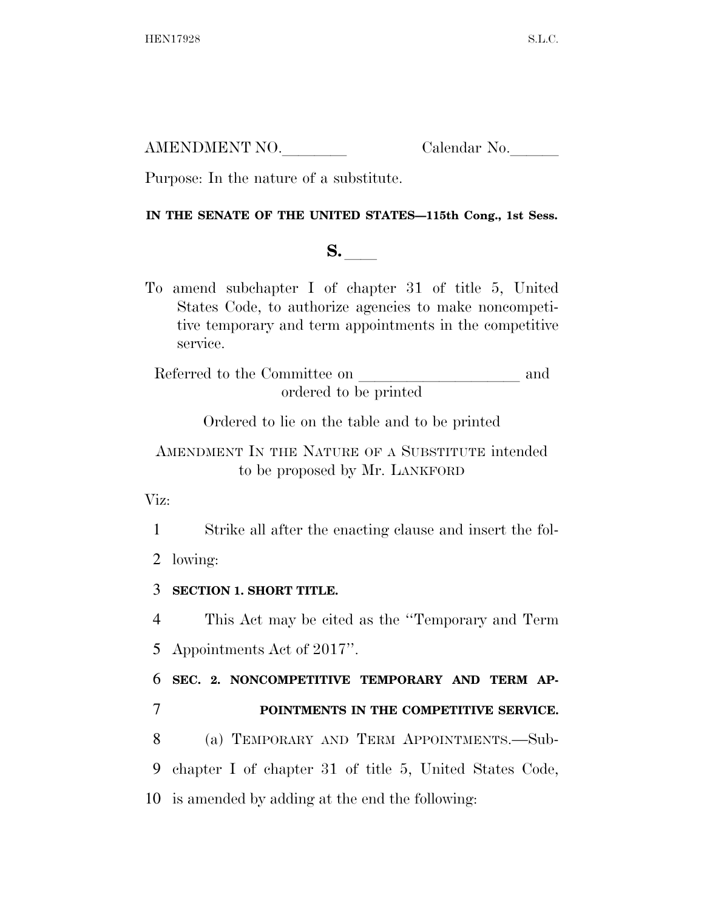AMENDMENT NO.________ Calendar No.______

Purpose: In the nature of a substitute.

**IN THE SENATE OF THE UNITED STATES—115th Cong., 1st Sess.**

**S.** ____

To amend subchapter I of chapter 31 of title 5, United States Code, to authorize agencies to make noncompetitive temporary and term appointments in the competitive service.

Referred to the Committee on ____________________ and ordered to be printed

Ordered to lie on the table and to be printed

AMENDMENT IN THE NATURE OF A SUBSTITUTE intended to be proposed by Mr. LANKFORD

Viz:

1 Strike all after the enacting clause and insert the fol-
2 lowing:

3 **SECTION 1. SHORT TITLE.**

4 This Act may be cited as the ''Temporary and Term
5 Appointments Act of 2017''.

6 **SEC. 2. NONCOMPETITIVE TEMPORARY AND TERM AP-**
7 **POINTMENTS IN THE COMPETITIVE SERVICE.**

8 (a) TEMPORARY AND TERM APPOINTMENTS.—Sub-
9 chapter I of chapter 31 of title 5, United States Code,
10 is amended by adding at the end the following: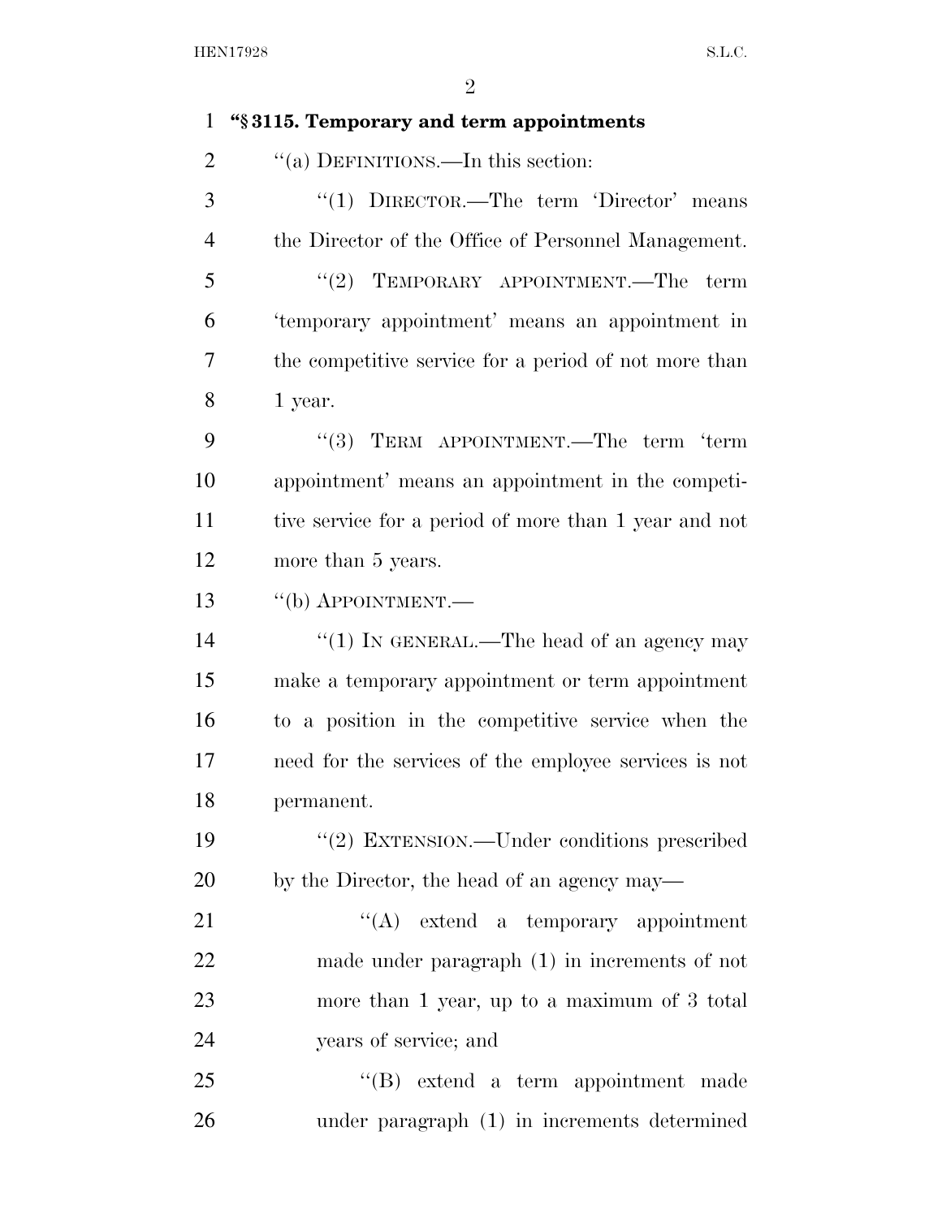**"§ 3115. Temporary and term appointments**

"(a) DEFINITIONS.—In this section:

"(1) DIRECTOR.—The term 'Director' means the Director of the Office of Personnel Management.

"(2) TEMPORARY APPOINTMENT.—The term 'temporary appointment' means an appointment in the competitive service for a period of not more than 1 year.

"(3) TERM APPOINTMENT.—The term 'term appointment' means an appointment in the competitive service for a period of more than 1 year and not more than 5 years.

"(b) APPOINTMENT.—

"(1) IN GENERAL.—The head of an agency may make a temporary appointment or term appointment to a position in the competitive service when the need for the services of the employee services is not permanent.

"(2) EXTENSION.—Under conditions prescribed by the Director, the head of an agency may—

"(A) extend a temporary appointment made under paragraph (1) in increments of not more than 1 year, up to a maximum of 3 total years of service; and

"(B) extend a term appointment made under paragraph (1) in increments determined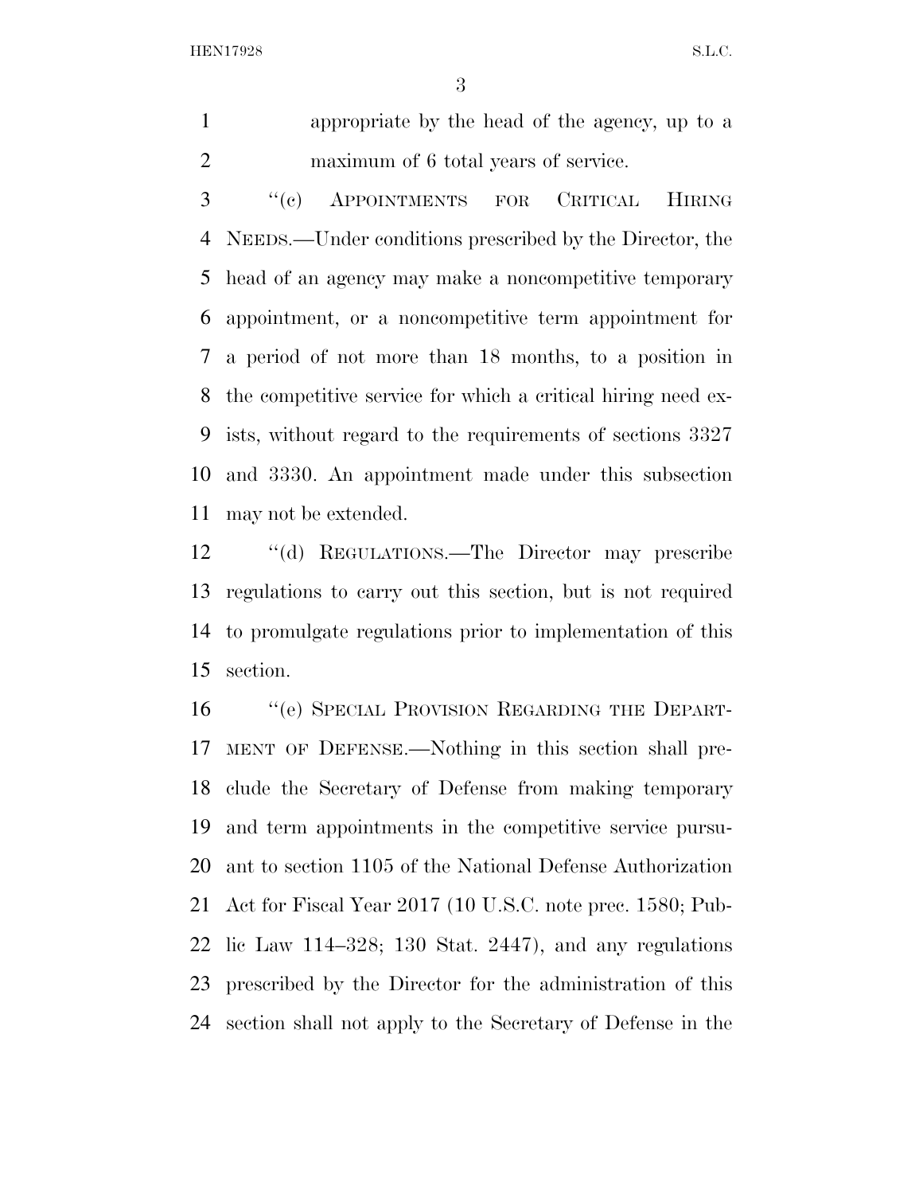appropriate by the head of the agency, up to a maximum of 6 total years of service.

"(c) APPOINTMENTS FOR CRITICAL HIRING NEEDS.—Under conditions prescribed by the Director, the head of an agency may make a noncompetitive temporary appointment, or a noncompetitive term appointment for a period of not more than 18 months, to a position in the competitive service for which a critical hiring need exists, without regard to the requirements of sections 3327 and 3330. An appointment made under this subsection may not be extended.

"(d) REGULATIONS.—The Director may prescribe regulations to carry out this section, but is not required to promulgate regulations prior to implementation of this section.

"(e) SPECIAL PROVISION REGARDING THE DEPARTMENT OF DEFENSE.—Nothing in this section shall preclude the Secretary of Defense from making temporary and term appointments in the competitive service pursuant to section 1105 of the National Defense Authorization Act for Fiscal Year 2017 (10 U.S.C. note prec. 1580; Public Law 114–328; 130 Stat. 2447), and any regulations prescribed by the Director for the administration of this section shall not apply to the Secretary of Defense in the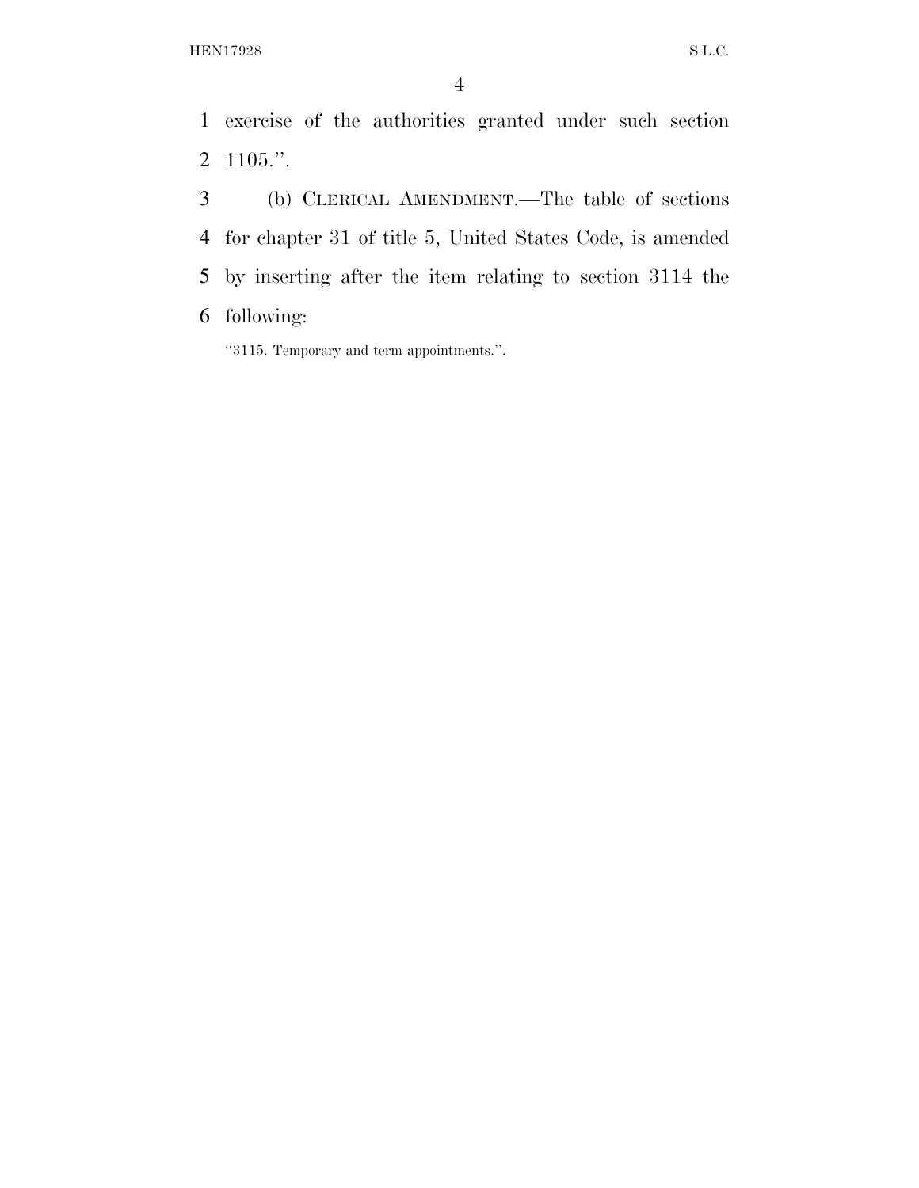exercise of the authorities granted under such section 1105.''.

(b) CLERICAL AMENDMENT.—The table of sections for chapter 31 of title 5, United States Code, is amended by inserting after the item relating to section 3114 the following:

``3115. Temporary and term appointments.''.